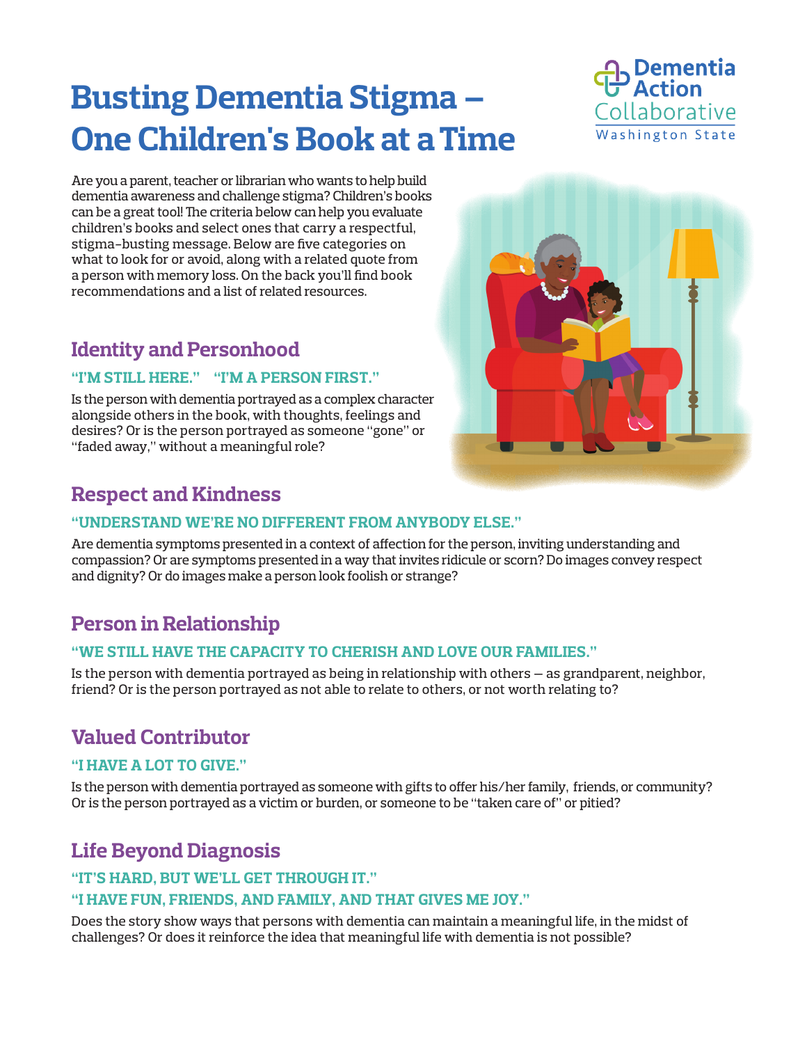# Busting Dementia Stigma – One Children's Book at a Time

Dementia Action Collaborative
Washington State

Are you a parent, teacher or librarian who wants to help build dementia awareness and challenge stigma? Children's books can be a great tool! The criteria below can help you evaluate children's books and select ones that carry a respectful, stigma-busting message. Below are five categories on what to look for or avoid, along with a related quote from a person with memory loss. On the back you'll find book recommendations and a list of related resources.

## Identity and Personhood

### "I'M STILL HERE." "I'M A PERSON FIRST."

Is the person with dementia portrayed as a complex character alongside others in the book, with thoughts, feelings and desires? Or is the person portrayed as someone "gone" or "faded away," without a meaningful role?

## Respect and Kindness

### "UNDERSTAND WE'RE NO DIFFERENT FROM ANYBODY ELSE."

Are dementia symptoms presented in a context of affection for the person, inviting understanding and compassion? Or are symptoms presented in a way that invites ridicule or scorn? Do images convey respect and dignity? Or do images make a person look foolish or strange?

## Person in Relationship

### "WE STILL HAVE THE CAPACITY TO CHERISH AND LOVE OUR FAMILIES."

Is the person with dementia portrayed as being in relationship with others – as grandparent, neighbor, friend? Or is the person portrayed as not able to relate to others, or not worth relating to?

## Valued Contributor

### "I HAVE A LOT TO GIVE."

Is the person with dementia portrayed as someone with gifts to offer his/her family, friends, or community? Or is the person portrayed as a victim or burden, or someone to be "taken care of" or pitied?

## Life Beyond Diagnosis

### "IT'S HARD, BUT WE'LL GET THROUGH IT."
### "I HAVE FUN, FRIENDS, AND FAMILY, AND THAT GIVES ME JOY."

Does the story show ways that persons with dementia can maintain a meaningful life, in the midst of challenges? Or does it reinforce the idea that meaningful life with dementia is not possible?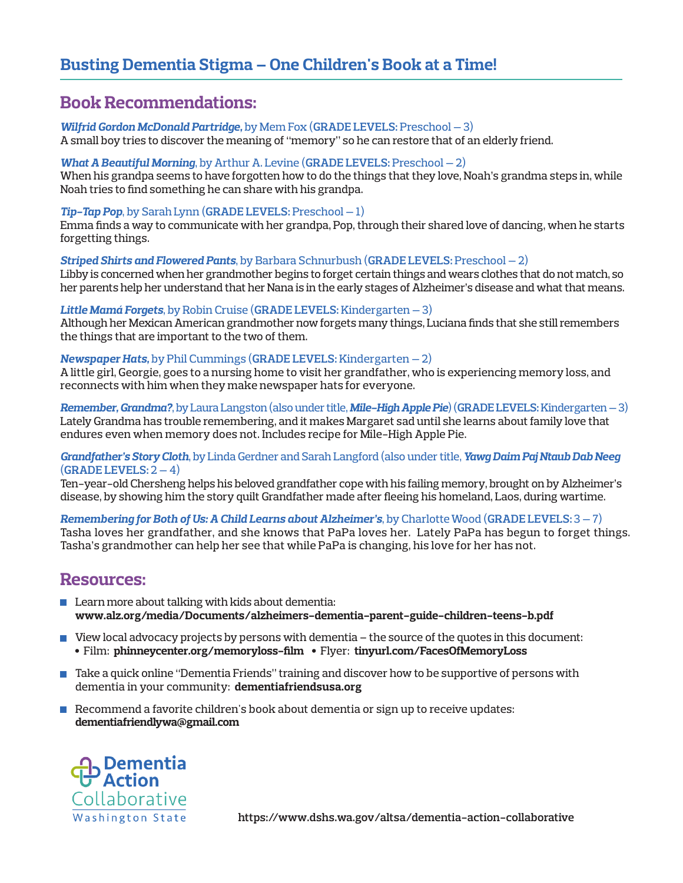## Busting Dementia Stigma – One Children's Book at a Time!

### Book Recommendations:

***Wilfrid Gordon McDonald Partridge,*** by Mem Fox (**GRADE LEVELS:** Preschool – 3)
A small boy tries to discover the meaning of "memory" so he can restore that of an elderly friend.

***What A Beautiful Morning***, by Arthur A. Levine (**GRADE LEVELS:** Preschool – 2)
When his grandpa seems to have forgotten how to do the things that they love, Noah's grandma steps in, while Noah tries to find something he can share with his grandpa.

***Tip-Tap Pop***, by Sarah Lynn (**GRADE LEVELS:** Preschool – 1)
Emma finds a way to communicate with her grandpa, Pop, through their shared love of dancing, when he starts forgetting things.

***Striped Shirts and Flowered Pants***, by Barbara Schnurbush (**GRADE LEVELS:** Preschool – 2)
Libby is concerned when her grandmother begins to forget certain things and wears clothes that do not match, so her parents help her understand that her Nana is in the early stages of Alzheimer's disease and what that means.

***Little Mamá Forgets***, by Robin Cruise (**GRADE LEVELS:** Kindergarten – 3)
Although her Mexican American grandmother now forgets many things, Luciana finds that she still remembers the things that are important to the two of them.

***Newspaper Hats,*** by Phil Cummings (**GRADE LEVELS:** Kindergarten – 2)
A little girl, Georgie, goes to a nursing home to visit her grandfather, who is experiencing memory loss, and reconnects with him when they make newspaper hats for everyone.

***Remember, Grandma?***, by Laura Langston (also under title, ***Mile-High Apple Pie***) (**GRADE LEVELS:** Kindergarten – 3)
Lately Grandma has trouble remembering, and it makes Margaret sad until she learns about family love that endures even when memory does not. Includes recipe for Mile-High Apple Pie.

***Grandfather's Story Cloth***, by Linda Gerdner and Sarah Langford (also under title, ***Yawg Daim Paj Ntaub Dab Neeg*** (**GRADE LEVELS:** 2 – 4)
Ten-year-old Chersheng helps his beloved grandfather cope with his failing memory, brought on by Alzheimer's disease, by showing him the story quilt Grandfather made after fleeing his homeland, Laos, during wartime.

***Remembering for Both of Us: A Child Learns about Alzheimer's***, by Charlotte Wood (**GRADE LEVELS:** 3 – 7)
Tasha loves her grandfather, and she knows that PaPa loves her. Lately PaPa has begun to forget things. Tasha's grandmother can help her see that while PaPa is changing, his love for her has not.

### Resources:

- Learn more about talking with kids about dementia:
  **www.alz.org/media/Documents/alzheimers-dementia-parent-guide-children-teens-b.pdf**
- View local advocacy projects by persons with dementia – the source of the quotes in this document:
  • Film: **phinneycenter.org/memoryloss-film** • Flyer: **tinyurl.com/FacesOfMemoryLoss**
- Take a quick online "Dementia Friends" training and discover how to be supportive of persons with dementia in your community: **dementiafriendsusa.org**
- Recommend a favorite children's book about dementia or sign up to receive updates:
  **dementiafriendlywa@gmail.com**

Dementia Action Collaborative
Washington State

https://www.dshs.wa.gov/altsa/dementia-action-collaborative